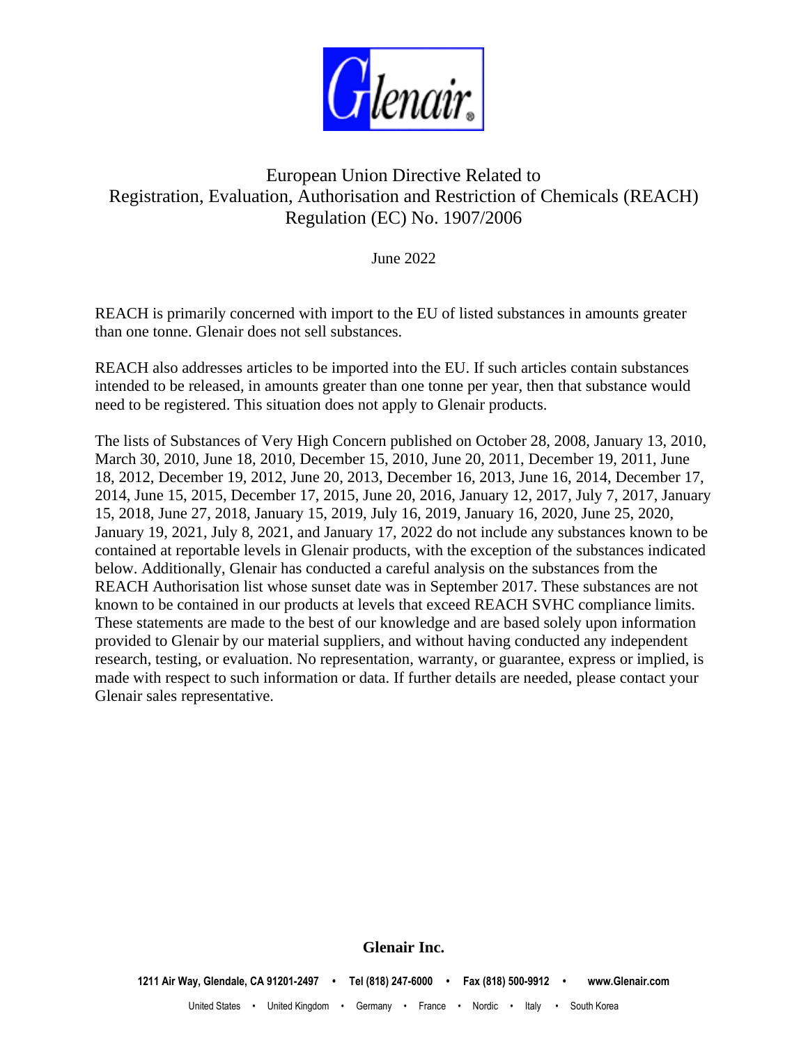# European Union Directive Related to Registration, Evaluation, Authorisation and Restriction of Chemicals (REACH) Regulation (EC) No. 1907/2006

June 2022

REACH is primarily concerned with import to the EU of listed substances in amounts greater than one tonne. Glenair does not sell substances.

REACH also addresses articles to be imported into the EU. If such articles contain substances intended to be released, in amounts greater than one tonne per year, then that substance would need to be registered. This situation does not apply to Glenair products.

The lists of Substances of Very High Concern published on October 28, 2008, January 13, 2010, March 30, 2010, June 18, 2010, December 15, 2010, June 20, 2011, December 19, 2011, June 18, 2012, December 19, 2012, June 20, 2013, December 16, 2013, June 16, 2014, December 17, 2014, June 15, 2015, December 17, 2015, June 20, 2016, January 12, 2017, July 7, 2017, January 15, 2018, June 27, 2018, January 15, 2019, July 16, 2019, January 16, 2020, June 25, 2020, January 19, 2021, July 8, 2021, and January 17, 2022 do not include any substances known to be contained at reportable levels in Glenair products, with the exception of the substances indicated below. Additionally, Glenair has conducted a careful analysis on the substances from the REACH Authorisation list whose sunset date was in September 2017. These substances are not known to be contained in our products at levels that exceed REACH SVHC compliance limits. These statements are made to the best of our knowledge and are based solely upon information provided to Glenair by our material suppliers, and without having conducted any independent research, testing, or evaluation. No representation, warranty, or guarantee, express or implied, is made with respect to such information or data. If further details are needed, please contact your Glenair sales representative.

**Glenair Inc.**

**1211 Air Way, Glendale, CA 91201-2497 • Tel (818) 247-6000 • Fax (818) 500-9912 • www.Glenair.com**

United States • United Kingdom • Germany • France • Nordic • Italy • South Korea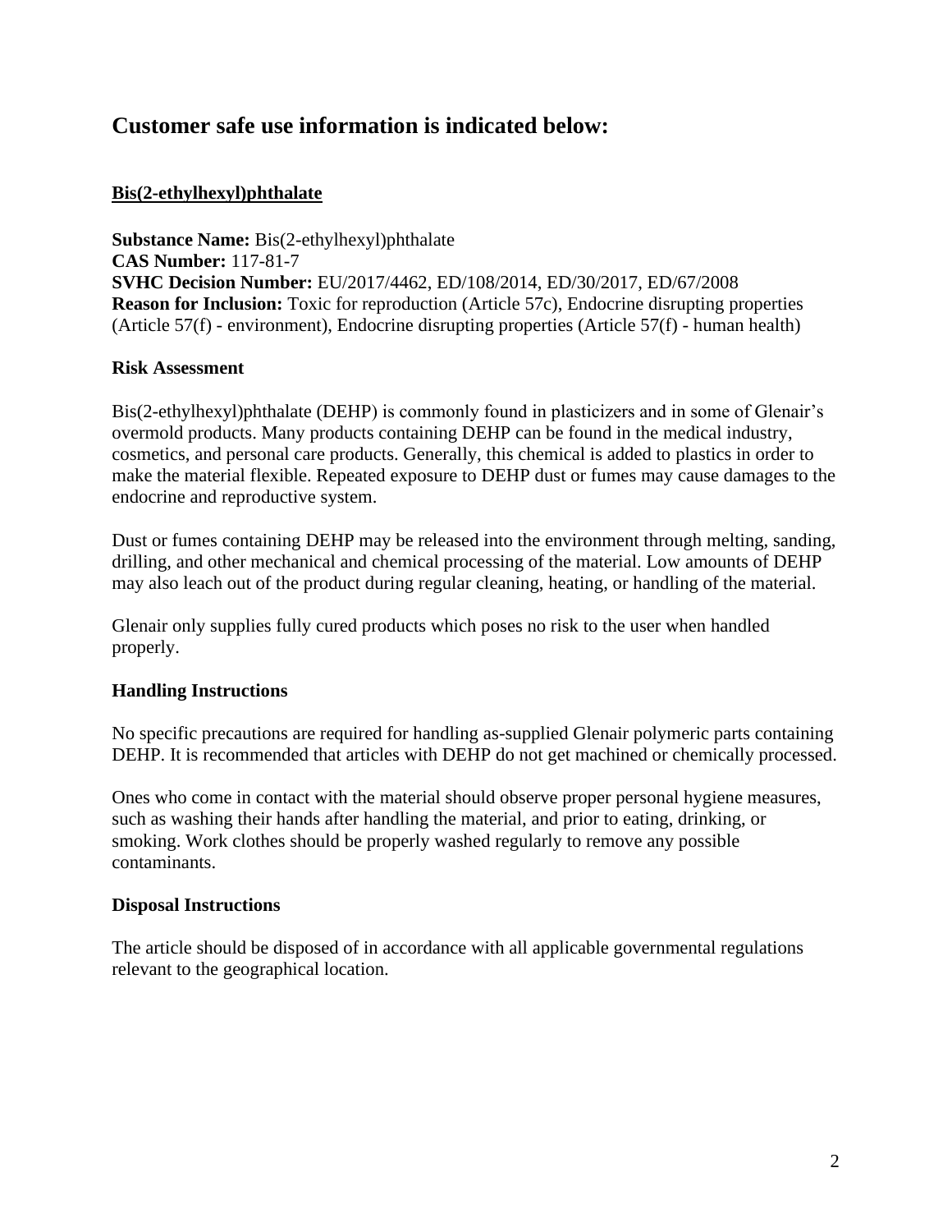## Customer safe use information is indicated below:

### Bis(2-ethylhexyl)phthalate

**Substance Name:** Bis(2-ethylhexyl)phthalate
**CAS Number:** 117-81-7
**SVHC Decision Number:** EU/2017/4462, ED/108/2014, ED/30/2017, ED/67/2008
**Reason for Inclusion:** Toxic for reproduction (Article 57c), Endocrine disrupting properties (Article 57(f) - environment), Endocrine disrupting properties (Article 57(f) - human health)

#### Risk Assessment

Bis(2-ethylhexyl)phthalate (DEHP) is commonly found in plasticizers and in some of Glenair's overmold products. Many products containing DEHP can be found in the medical industry, cosmetics, and personal care products. Generally, this chemical is added to plastics in order to make the material flexible. Repeated exposure to DEHP dust or fumes may cause damages to the endocrine and reproductive system.

Dust or fumes containing DEHP may be released into the environment through melting, sanding, drilling, and other mechanical and chemical processing of the material. Low amounts of DEHP may also leach out of the product during regular cleaning, heating, or handling of the material.

Glenair only supplies fully cured products which poses no risk to the user when handled properly.

#### Handling Instructions

No specific precautions are required for handling as-supplied Glenair polymeric parts containing DEHP. It is recommended that articles with DEHP do not get machined or chemically processed.

Ones who come in contact with the material should observe proper personal hygiene measures, such as washing their hands after handling the material, and prior to eating, drinking, or smoking. Work clothes should be properly washed regularly to remove any possible contaminants.

#### Disposal Instructions

The article should be disposed of in accordance with all applicable governmental regulations relevant to the geographical location.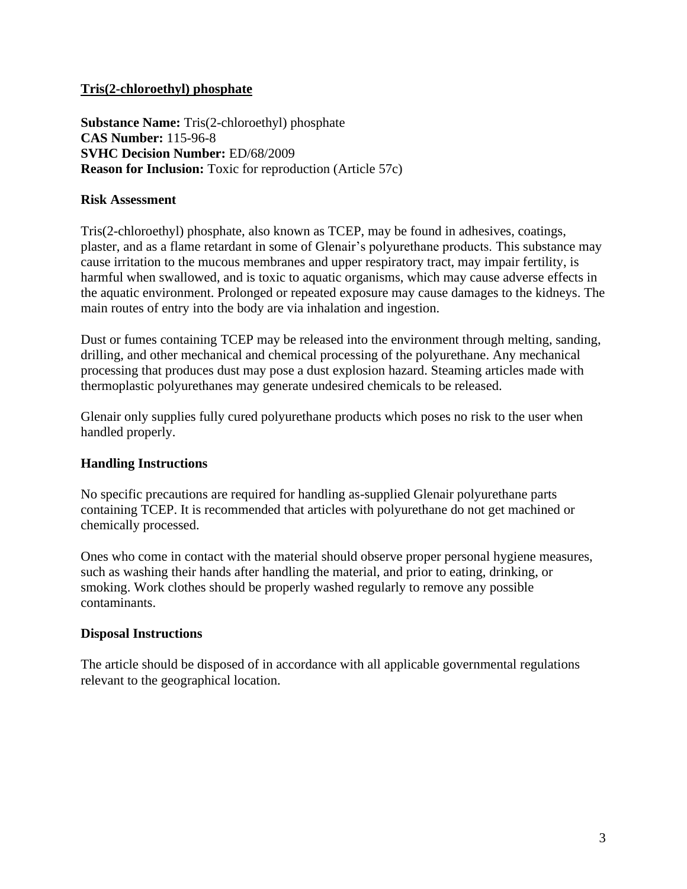## Tris(2-chloroethyl) phosphate

**Substance Name:** Tris(2-chloroethyl) phosphate
**CAS Number:** 115-96-8
**SVHC Decision Number:** ED/68/2009
**Reason for Inclusion:** Toxic for reproduction (Article 57c)

### Risk Assessment

Tris(2-chloroethyl) phosphate, also known as TCEP, may be found in adhesives, coatings, plaster, and as a flame retardant in some of Glenair's polyurethane products. This substance may cause irritation to the mucous membranes and upper respiratory tract, may impair fertility, is harmful when swallowed, and is toxic to aquatic organisms, which may cause adverse effects in the aquatic environment. Prolonged or repeated exposure may cause damages to the kidneys. The main routes of entry into the body are via inhalation and ingestion.

Dust or fumes containing TCEP may be released into the environment through melting, sanding, drilling, and other mechanical and chemical processing of the polyurethane. Any mechanical processing that produces dust may pose a dust explosion hazard. Steaming articles made with thermoplastic polyurethanes may generate undesired chemicals to be released.

Glenair only supplies fully cured polyurethane products which poses no risk to the user when handled properly.

### Handling Instructions

No specific precautions are required for handling as-supplied Glenair polyurethane parts containing TCEP. It is recommended that articles with polyurethane do not get machined or chemically processed.

Ones who come in contact with the material should observe proper personal hygiene measures, such as washing their hands after handling the material, and prior to eating, drinking, or smoking. Work clothes should be properly washed regularly to remove any possible contaminants.

### Disposal Instructions

The article should be disposed of in accordance with all applicable governmental regulations relevant to the geographical location.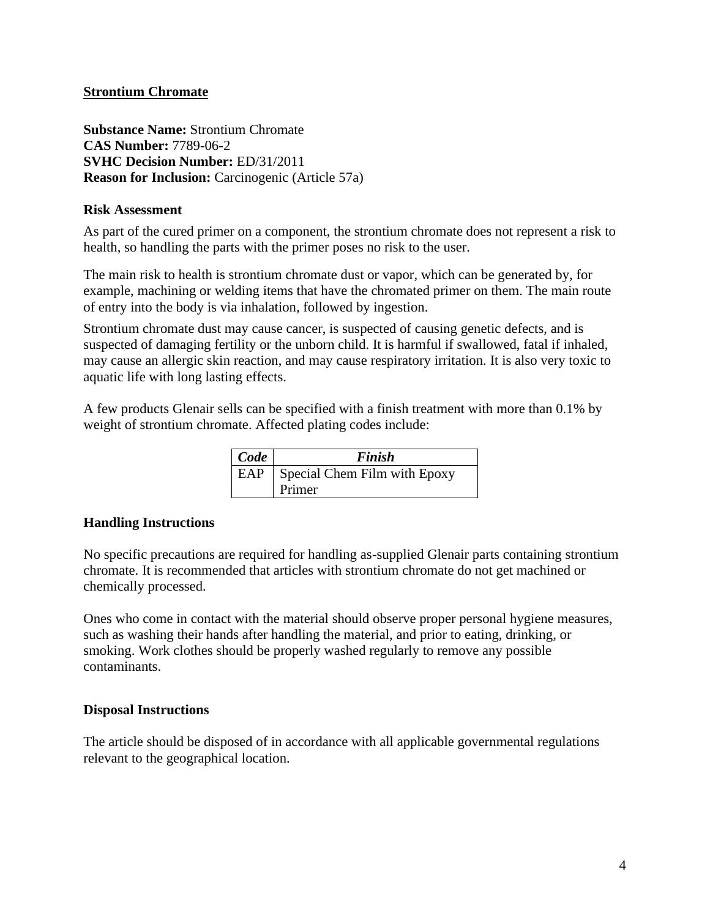## Strontium Chromate

**Substance Name:** Strontium Chromate
**CAS Number:** 7789-06-2
**SVHC Decision Number:** ED/31/2011
**Reason for Inclusion:** Carcinogenic (Article 57a)

### Risk Assessment

As part of the cured primer on a component, the strontium chromate does not represent a risk to health, so handling the parts with the primer poses no risk to the user.

The main risk to health is strontium chromate dust or vapor, which can be generated by, for example, machining or welding items that have the chromated primer on them. The main route of entry into the body is via inhalation, followed by ingestion.

Strontium chromate dust may cause cancer, is suspected of causing genetic defects, and is suspected of damaging fertility or the unborn child. It is harmful if swallowed, fatal if inhaled, may cause an allergic skin reaction, and may cause respiratory irritation. It is also very toxic to aquatic life with long lasting effects.

A few products Glenair sells can be specified with a finish treatment with more than 0.1% by weight of strontium chromate. Affected plating codes include:

| *Code* | *Finish* |
|---|---|
| EAP | Special Chem Film with Epoxy Primer |

### Handling Instructions

No specific precautions are required for handling as-supplied Glenair parts containing strontium chromate. It is recommended that articles with strontium chromate do not get machined or chemically processed.

Ones who come in contact with the material should observe proper personal hygiene measures, such as washing their hands after handling the material, and prior to eating, drinking, or smoking. Work clothes should be properly washed regularly to remove any possible contaminants.

### Disposal Instructions

The article should be disposed of in accordance with all applicable governmental regulations relevant to the geographical location.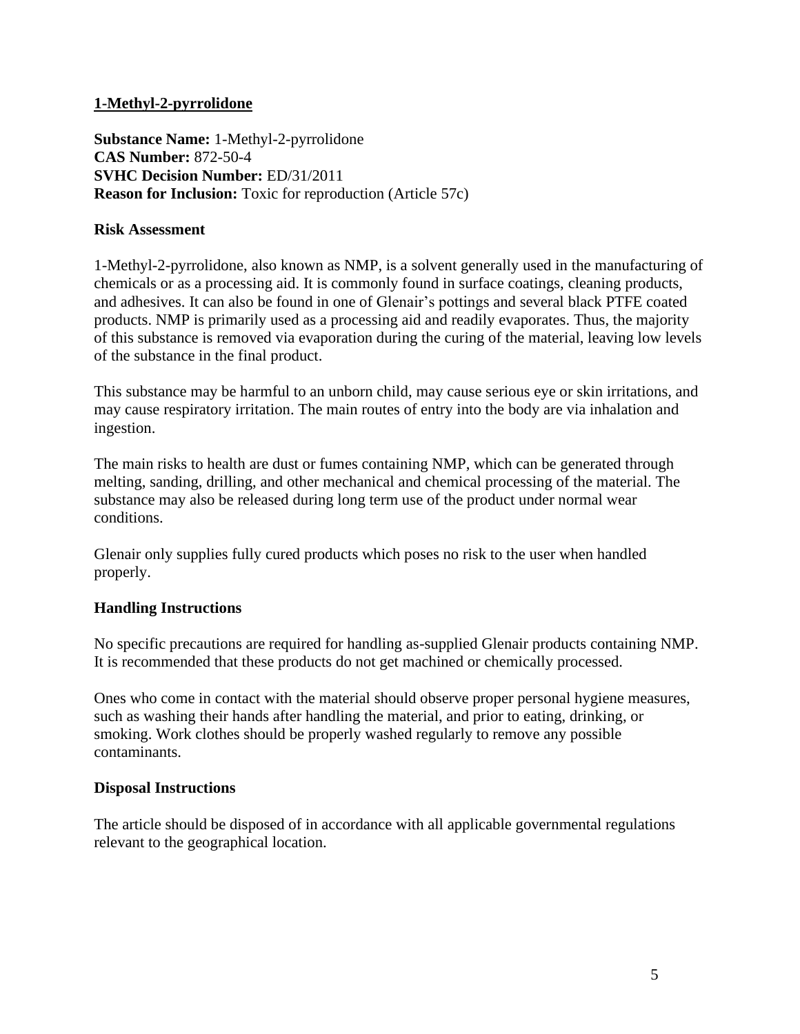## 1-Methyl-2-pyrrolidone

**Substance Name:** 1-Methyl-2-pyrrolidone
**CAS Number:** 872-50-4
**SVHC Decision Number:** ED/31/2011
**Reason for Inclusion:** Toxic for reproduction (Article 57c)

### Risk Assessment

1-Methyl-2-pyrrolidone, also known as NMP, is a solvent generally used in the manufacturing of chemicals or as a processing aid. It is commonly found in surface coatings, cleaning products, and adhesives. It can also be found in one of Glenair's pottings and several black PTFE coated products. NMP is primarily used as a processing aid and readily evaporates. Thus, the majority of this substance is removed via evaporation during the curing of the material, leaving low levels of the substance in the final product.

This substance may be harmful to an unborn child, may cause serious eye or skin irritations, and may cause respiratory irritation. The main routes of entry into the body are via inhalation and ingestion.

The main risks to health are dust or fumes containing NMP, which can be generated through melting, sanding, drilling, and other mechanical and chemical processing of the material. The substance may also be released during long term use of the product under normal wear conditions.

Glenair only supplies fully cured products which poses no risk to the user when handled properly.

### Handling Instructions

No specific precautions are required for handling as-supplied Glenair products containing NMP. It is recommended that these products do not get machined or chemically processed.

Ones who come in contact with the material should observe proper personal hygiene measures, such as washing their hands after handling the material, and prior to eating, drinking, or smoking. Work clothes should be properly washed regularly to remove any possible contaminants.

### Disposal Instructions

The article should be disposed of in accordance with all applicable governmental regulations relevant to the geographical location.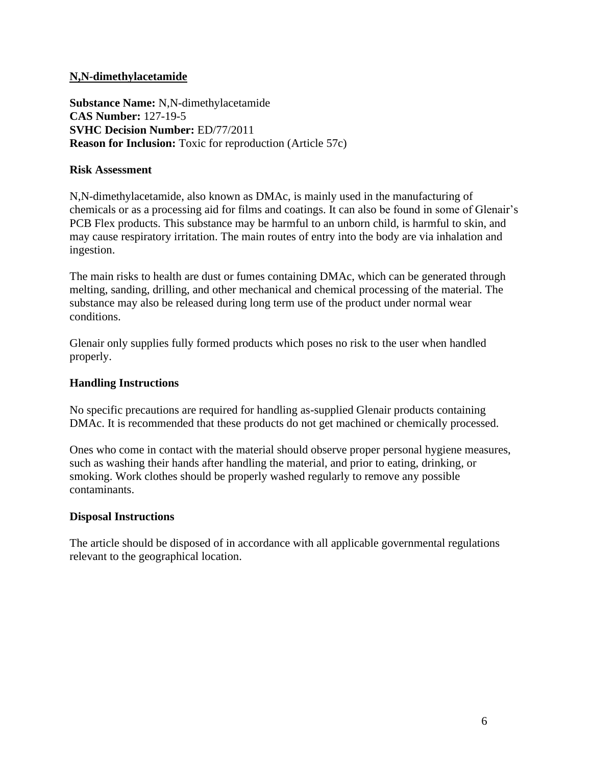## N,N-dimethylacetamide

**Substance Name:** N,N-dimethylacetamide
**CAS Number:** 127-19-5
**SVHC Decision Number:** ED/77/2011
**Reason for Inclusion:** Toxic for reproduction (Article 57c)

### Risk Assessment

N,N-dimethylacetamide, also known as DMAc, is mainly used in the manufacturing of chemicals or as a processing aid for films and coatings. It can also be found in some of Glenair's PCB Flex products. This substance may be harmful to an unborn child, is harmful to skin, and may cause respiratory irritation. The main routes of entry into the body are via inhalation and ingestion.

The main risks to health are dust or fumes containing DMAc, which can be generated through melting, sanding, drilling, and other mechanical and chemical processing of the material. The substance may also be released during long term use of the product under normal wear conditions.

Glenair only supplies fully formed products which poses no risk to the user when handled properly.

### Handling Instructions

No specific precautions are required for handling as-supplied Glenair products containing DMAc. It is recommended that these products do not get machined or chemically processed.

Ones who come in contact with the material should observe proper personal hygiene measures, such as washing their hands after handling the material, and prior to eating, drinking, or smoking. Work clothes should be properly washed regularly to remove any possible contaminants.

### Disposal Instructions

The article should be disposed of in accordance with all applicable governmental regulations relevant to the geographical location.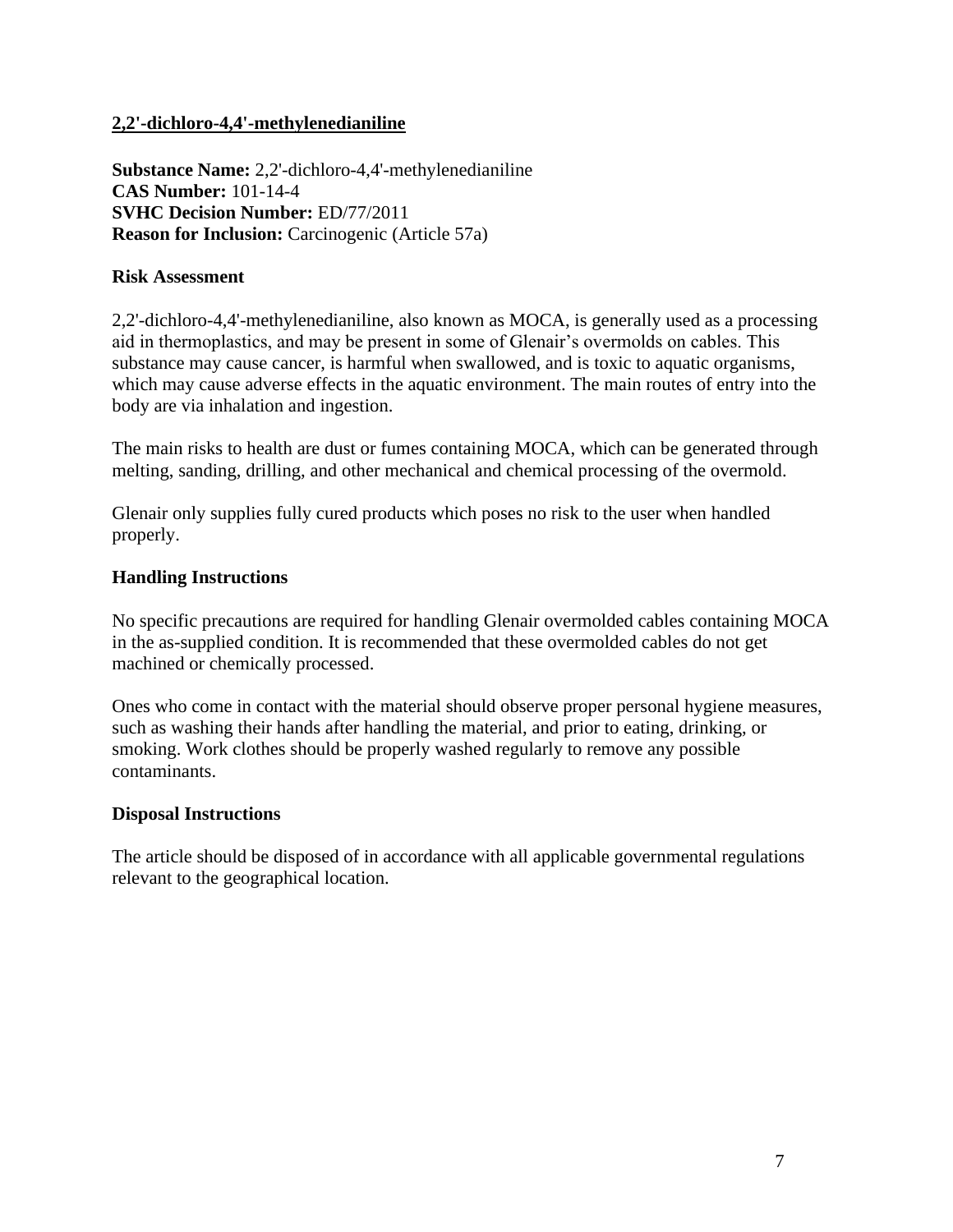## 2,2'-dichloro-4,4'-methylenedianiline

**Substance Name:** 2,2'-dichloro-4,4'-methylenedianiline
**CAS Number:** 101-14-4
**SVHC Decision Number:** ED/77/2011
**Reason for Inclusion:** Carcinogenic (Article 57a)

### Risk Assessment

2,2'-dichloro-4,4'-methylenedianiline, also known as MOCA, is generally used as a processing aid in thermoplastics, and may be present in some of Glenair's overmolds on cables. This substance may cause cancer, is harmful when swallowed, and is toxic to aquatic organisms, which may cause adverse effects in the aquatic environment. The main routes of entry into the body are via inhalation and ingestion.

The main risks to health are dust or fumes containing MOCA, which can be generated through melting, sanding, drilling, and other mechanical and chemical processing of the overmold.

Glenair only supplies fully cured products which poses no risk to the user when handled properly.

### Handling Instructions

No specific precautions are required for handling Glenair overmolded cables containing MOCA in the as-supplied condition. It is recommended that these overmolded cables do not get machined or chemically processed.

Ones who come in contact with the material should observe proper personal hygiene measures, such as washing their hands after handling the material, and prior to eating, drinking, or smoking. Work clothes should be properly washed regularly to remove any possible contaminants.

### Disposal Instructions

The article should be disposed of in accordance with all applicable governmental regulations relevant to the geographical location.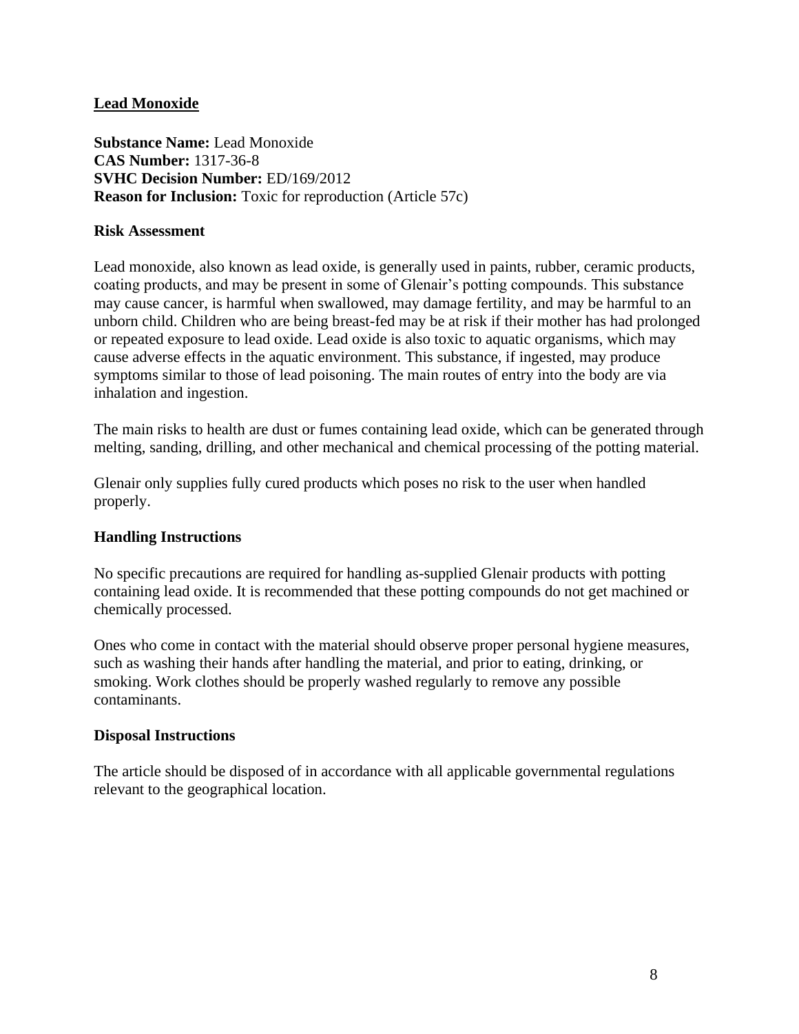## Lead Monoxide

**Substance Name:** Lead Monoxide
**CAS Number:** 1317-36-8
**SVHC Decision Number:** ED/169/2012
**Reason for Inclusion:** Toxic for reproduction (Article 57c)

### Risk Assessment

Lead monoxide, also known as lead oxide, is generally used in paints, rubber, ceramic products, coating products, and may be present in some of Glenair's potting compounds. This substance may cause cancer, is harmful when swallowed, may damage fertility, and may be harmful to an unborn child. Children who are being breast-fed may be at risk if their mother has had prolonged or repeated exposure to lead oxide. Lead oxide is also toxic to aquatic organisms, which may cause adverse effects in the aquatic environment. This substance, if ingested, may produce symptoms similar to those of lead poisoning. The main routes of entry into the body are via inhalation and ingestion.

The main risks to health are dust or fumes containing lead oxide, which can be generated through melting, sanding, drilling, and other mechanical and chemical processing of the potting material.

Glenair only supplies fully cured products which poses no risk to the user when handled properly.

### Handling Instructions

No specific precautions are required for handling as-supplied Glenair products with potting containing lead oxide. It is recommended that these potting compounds do not get machined or chemically processed.

Ones who come in contact with the material should observe proper personal hygiene measures, such as washing their hands after handling the material, and prior to eating, drinking, or smoking. Work clothes should be properly washed regularly to remove any possible contaminants.

### Disposal Instructions

The article should be disposed of in accordance with all applicable governmental regulations relevant to the geographical location.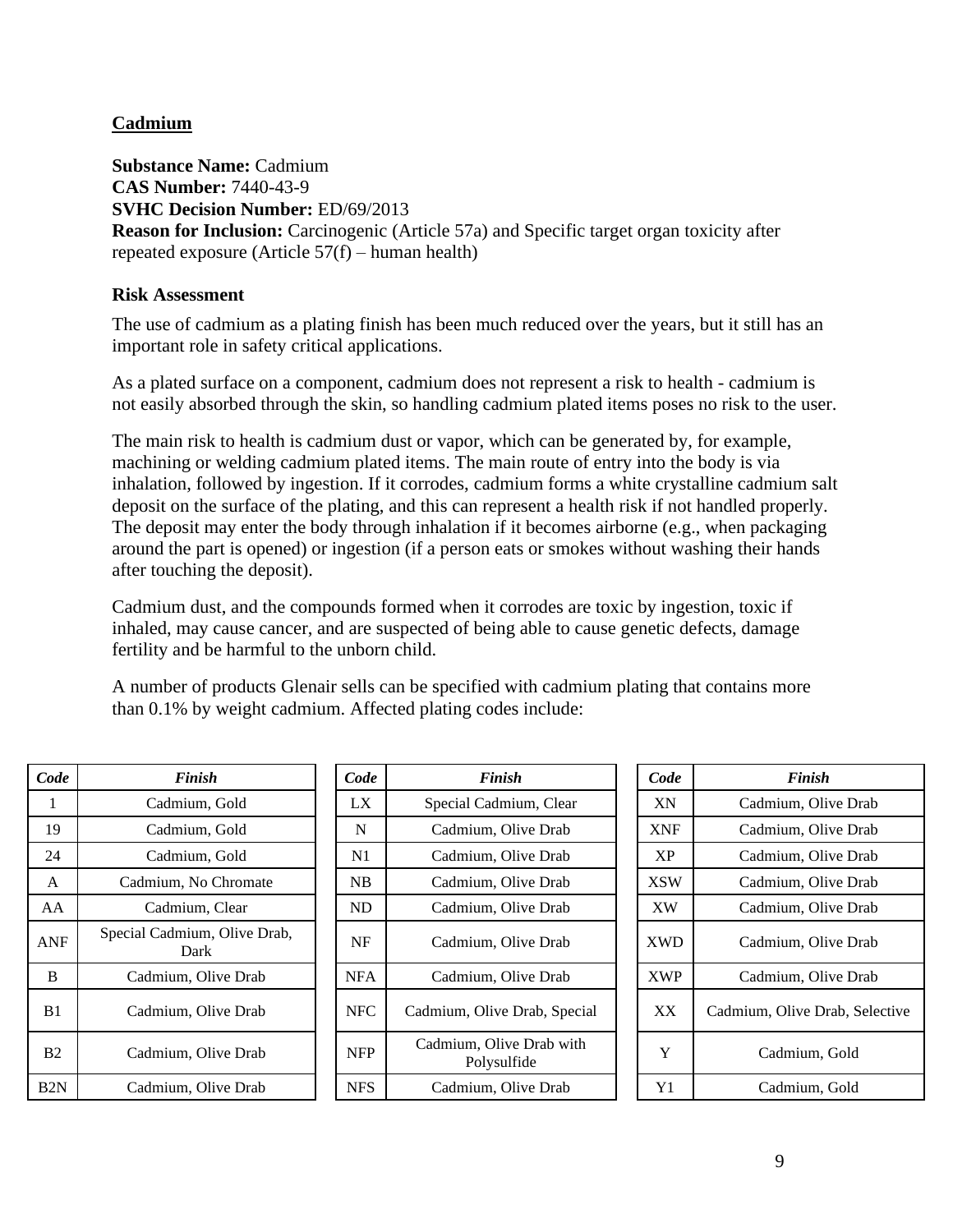## Cadmium

**Substance Name:** Cadmium
**CAS Number:** 7440-43-9
**SVHC Decision Number:** ED/69/2013
**Reason for Inclusion:** Carcinogenic (Article 57a) and Specific target organ toxicity after repeated exposure (Article 57(f) – human health)

### Risk Assessment

The use of cadmium as a plating finish has been much reduced over the years, but it still has an important role in safety critical applications.

As a plated surface on a component, cadmium does not represent a risk to health - cadmium is not easily absorbed through the skin, so handling cadmium plated items poses no risk to the user.

The main risk to health is cadmium dust or vapor, which can be generated by, for example, machining or welding cadmium plated items. The main route of entry into the body is via inhalation, followed by ingestion. If it corrodes, cadmium forms a white crystalline cadmium salt deposit on the surface of the plating, and this can represent a health risk if not handled properly. The deposit may enter the body through inhalation if it becomes airborne (e.g., when packaging around the part is opened) or ingestion (if a person eats or smokes without washing their hands after touching the deposit).

Cadmium dust, and the compounds formed when it corrodes are toxic by ingestion, toxic if inhaled, may cause cancer, and are suspected of being able to cause genetic defects, damage fertility and be harmful to the unborn child.

A number of products Glenair sells can be specified with cadmium plating that contains more than 0.1% by weight cadmium. Affected plating codes include:

| *Code* | *Finish* |
|---|---|
| 1 | Cadmium, Gold |
| 19 | Cadmium, Gold |
| 24 | Cadmium, Gold |
| A | Cadmium, No Chromate |
| AA | Cadmium, Clear |
| ANF | Special Cadmium, Olive Drab, Dark |
| B | Cadmium, Olive Drab |
| B1 | Cadmium, Olive Drab |
| B2 | Cadmium, Olive Drab |
| B2N | Cadmium, Olive Drab |

| *Code* | *Finish* |
|---|---|
| LX | Special Cadmium, Clear |
| N | Cadmium, Olive Drab |
| N1 | Cadmium, Olive Drab |
| NB | Cadmium, Olive Drab |
| ND | Cadmium, Olive Drab |
| NF | Cadmium, Olive Drab |
| NFA | Cadmium, Olive Drab |
| NFC | Cadmium, Olive Drab, Special |
| NFP | Cadmium, Olive Drab with Polysulfide |
| NFS | Cadmium, Olive Drab |

| *Code* | *Finish* |
|---|---|
| XN | Cadmium, Olive Drab |
| XNF | Cadmium, Olive Drab |
| XP | Cadmium, Olive Drab |
| XSW | Cadmium, Olive Drab |
| XW | Cadmium, Olive Drab |
| XWD | Cadmium, Olive Drab |
| XWP | Cadmium, Olive Drab |
| XX | Cadmium, Olive Drab, Selective |
| Y | Cadmium, Gold |
| Y1 | Cadmium, Gold |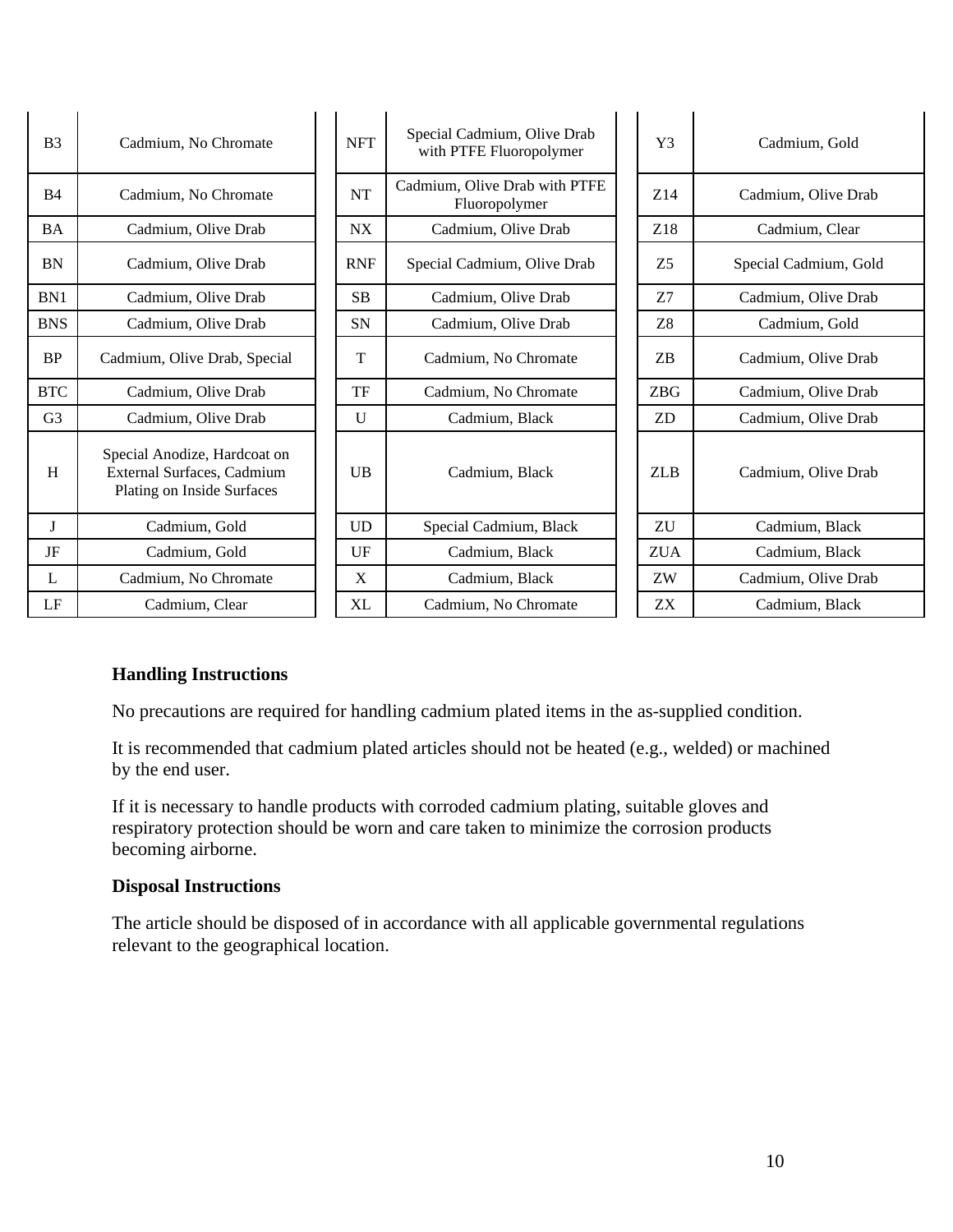| B3 | Cadmium, No Chromate | NFT | Special Cadmium, Olive Drab with PTFE Fluoropolymer | Y3 | Cadmium, Gold |
|---|---|---|---|---|---|
| B4 | Cadmium, No Chromate | NT | Cadmium, Olive Drab with PTFE Fluoropolymer | Z14 | Cadmium, Olive Drab |
| BA | Cadmium, Olive Drab | NX | Cadmium, Olive Drab | Z18 | Cadmium, Clear |
| BN | Cadmium, Olive Drab | RNF | Special Cadmium, Olive Drab | Z5 | Special Cadmium, Gold |
| BN1 | Cadmium, Olive Drab | SB | Cadmium, Olive Drab | Z7 | Cadmium, Olive Drab |
| BNS | Cadmium, Olive Drab | SN | Cadmium, Olive Drab | Z8 | Cadmium, Gold |
| BP | Cadmium, Olive Drab, Special | T | Cadmium, No Chromate | ZB | Cadmium, Olive Drab |
| BTC | Cadmium, Olive Drab | TF | Cadmium, No Chromate | ZBG | Cadmium, Olive Drab |
| G3 | Cadmium, Olive Drab | U | Cadmium, Black | ZD | Cadmium, Olive Drab |
| H | Special Anodize, Hardcoat on External Surfaces, Cadmium Plating on Inside Surfaces | UB | Cadmium, Black | ZLB | Cadmium, Olive Drab |
| J | Cadmium, Gold | UD | Special Cadmium, Black | ZU | Cadmium, Black |
| JF | Cadmium, Gold | UF | Cadmium, Black | ZUA | Cadmium, Black |
| L | Cadmium, No Chromate | X | Cadmium, Black | ZW | Cadmium, Olive Drab |
| LF | Cadmium, Clear | XL | Cadmium, No Chromate | ZX | Cadmium, Black |

**Handling Instructions**

No precautions are required for handling cadmium plated items in the as-supplied condition.

It is recommended that cadmium plated articles should not be heated (e.g., welded) or machined by the end user.

If it is necessary to handle products with corroded cadmium plating, suitable gloves and respiratory protection should be worn and care taken to minimize the corrosion products becoming airborne.

**Disposal Instructions**

The article should be disposed of in accordance with all applicable governmental regulations relevant to the geographical location.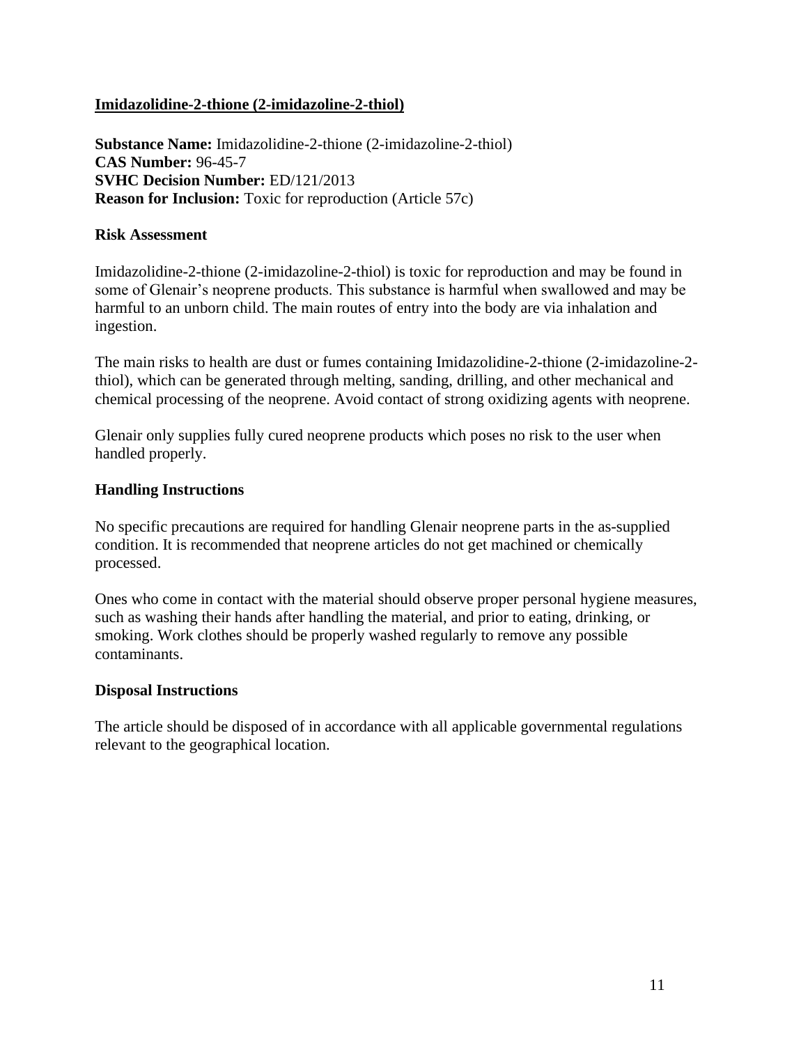## Imidazolidine-2-thione (2-imidazoline-2-thiol)

**Substance Name:** Imidazolidine-2-thione (2-imidazoline-2-thiol)
**CAS Number:** 96-45-7
**SVHC Decision Number:** ED/121/2013
**Reason for Inclusion:** Toxic for reproduction (Article 57c)

### Risk Assessment

Imidazolidine-2-thione (2-imidazoline-2-thiol) is toxic for reproduction and may be found in some of Glenair's neoprene products. This substance is harmful when swallowed and may be harmful to an unborn child. The main routes of entry into the body are via inhalation and ingestion.

The main risks to health are dust or fumes containing Imidazolidine-2-thione (2-imidazoline-2-thiol), which can be generated through melting, sanding, drilling, and other mechanical and chemical processing of the neoprene. Avoid contact of strong oxidizing agents with neoprene.

Glenair only supplies fully cured neoprene products which poses no risk to the user when handled properly.

### Handling Instructions

No specific precautions are required for handling Glenair neoprene parts in the as-supplied condition. It is recommended that neoprene articles do not get machined or chemically processed.

Ones who come in contact with the material should observe proper personal hygiene measures, such as washing their hands after handling the material, and prior to eating, drinking, or smoking. Work clothes should be properly washed regularly to remove any possible contaminants.

### Disposal Instructions

The article should be disposed of in accordance with all applicable governmental regulations relevant to the geographical location.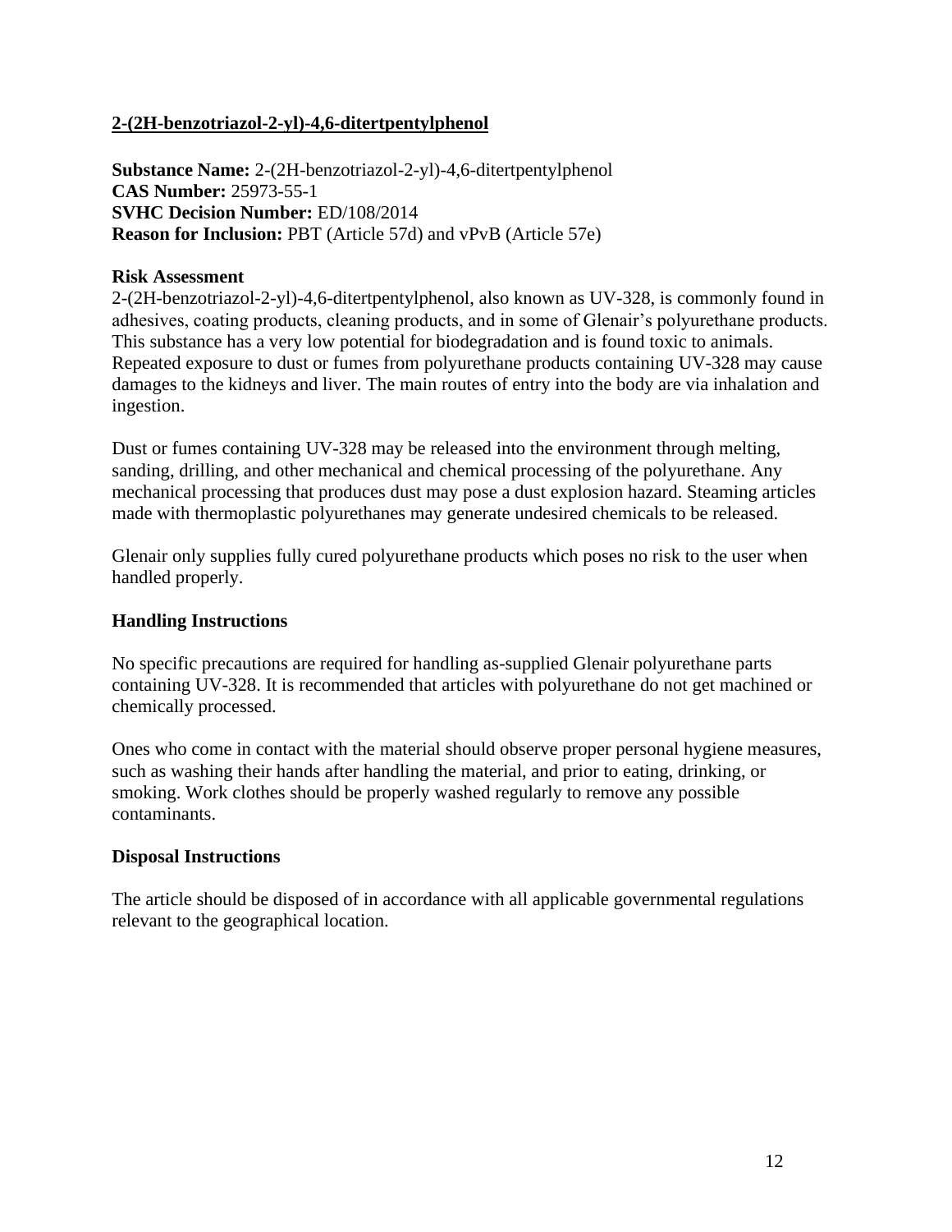## 2-(2H-benzotriazol-2-yl)-4,6-ditertpentylphenol

**Substance Name:** 2-(2H-benzotriazol-2-yl)-4,6-ditertpentylphenol
**CAS Number:** 25973-55-1
**SVHC Decision Number:** ED/108/2014
**Reason for Inclusion:** PBT (Article 57d) and vPvB (Article 57e)

### Risk Assessment

2-(2H-benzotriazol-2-yl)-4,6-ditertpentylphenol, also known as UV-328, is commonly found in adhesives, coating products, cleaning products, and in some of Glenair's polyurethane products. This substance has a very low potential for biodegradation and is found toxic to animals. Repeated exposure to dust or fumes from polyurethane products containing UV-328 may cause damages to the kidneys and liver. The main routes of entry into the body are via inhalation and ingestion.

Dust or fumes containing UV-328 may be released into the environment through melting, sanding, drilling, and other mechanical and chemical processing of the polyurethane. Any mechanical processing that produces dust may pose a dust explosion hazard. Steaming articles made with thermoplastic polyurethanes may generate undesired chemicals to be released.

Glenair only supplies fully cured polyurethane products which poses no risk to the user when handled properly.

### Handling Instructions

No specific precautions are required for handling as-supplied Glenair polyurethane parts containing UV-328. It is recommended that articles with polyurethane do not get machined or chemically processed.

Ones who come in contact with the material should observe proper personal hygiene measures, such as washing their hands after handling the material, and prior to eating, drinking, or smoking. Work clothes should be properly washed regularly to remove any possible contaminants.

### Disposal Instructions

The article should be disposed of in accordance with all applicable governmental regulations relevant to the geographical location.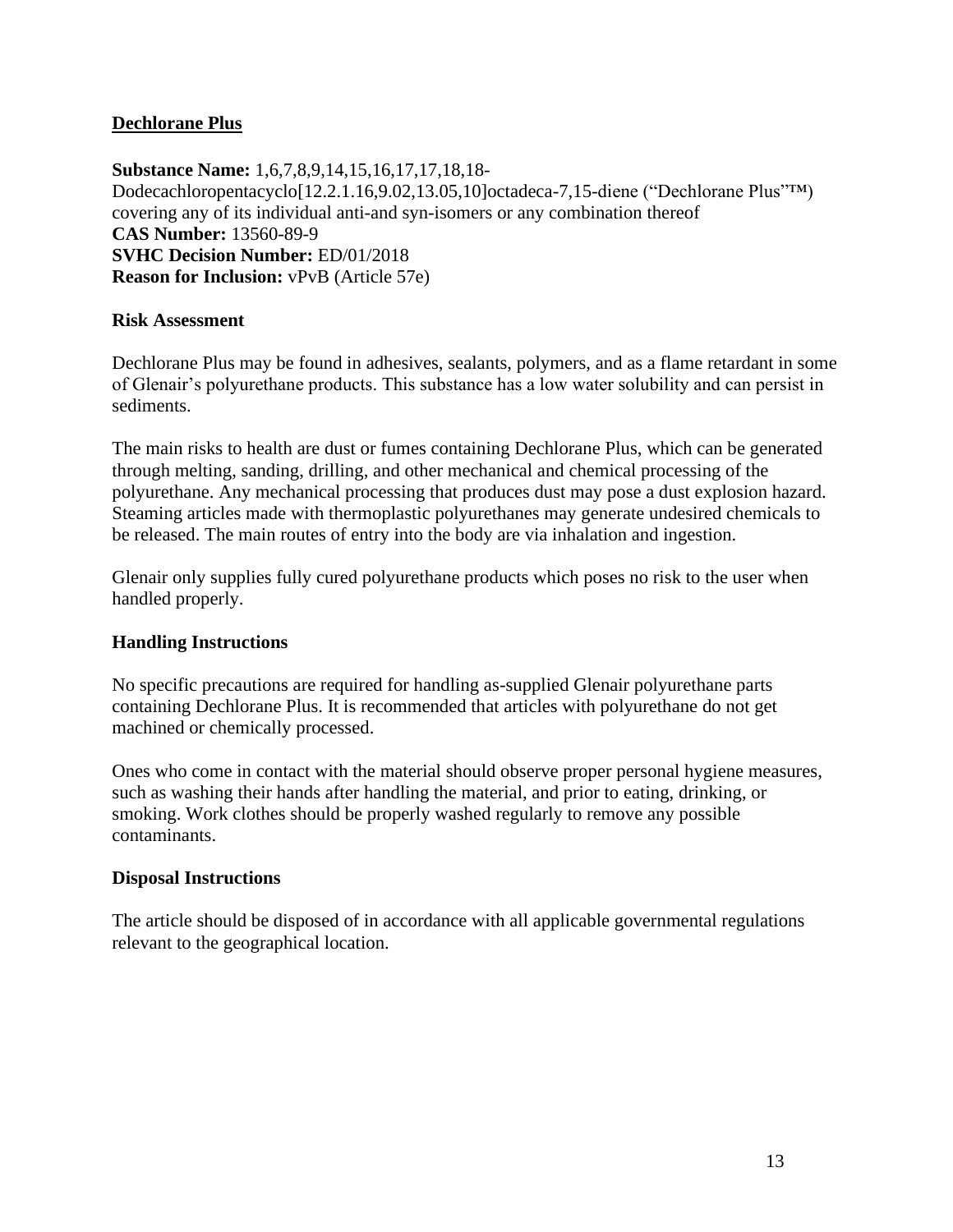## Dechlorane Plus

**Substance Name:** 1,6,7,8,9,14,15,16,17,17,18,18-Dodecachloropentacyclo[12.2.1.16,9.02,13.05,10]octadeca-7,15-diene ("Dechlorane Plus"™) covering any of its individual anti-and syn-isomers or any combination thereof
**CAS Number:** 13560-89-9
**SVHC Decision Number:** ED/01/2018
**Reason for Inclusion:** vPvB (Article 57e)

### Risk Assessment

Dechlorane Plus may be found in adhesives, sealants, polymers, and as a flame retardant in some of Glenair's polyurethane products. This substance has a low water solubility and can persist in sediments.

The main risks to health are dust or fumes containing Dechlorane Plus, which can be generated through melting, sanding, drilling, and other mechanical and chemical processing of the polyurethane. Any mechanical processing that produces dust may pose a dust explosion hazard. Steaming articles made with thermoplastic polyurethanes may generate undesired chemicals to be released. The main routes of entry into the body are via inhalation and ingestion.

Glenair only supplies fully cured polyurethane products which poses no risk to the user when handled properly.

### Handling Instructions

No specific precautions are required for handling as-supplied Glenair polyurethane parts containing Dechlorane Plus. It is recommended that articles with polyurethane do not get machined or chemically processed.

Ones who come in contact with the material should observe proper personal hygiene measures, such as washing their hands after handling the material, and prior to eating, drinking, or smoking. Work clothes should be properly washed regularly to remove any possible contaminants.

### Disposal Instructions

The article should be disposed of in accordance with all applicable governmental regulations relevant to the geographical location.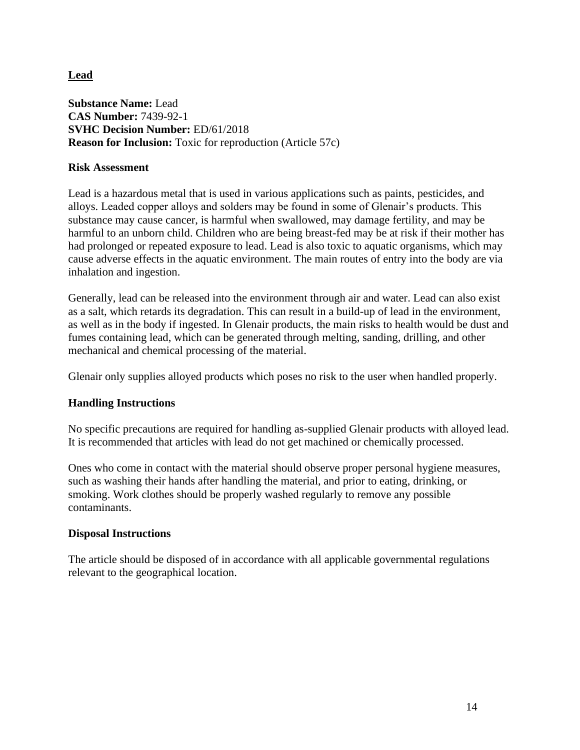## Lead

**Substance Name:** Lead
**CAS Number:** 7439-92-1
**SVHC Decision Number:** ED/61/2018
**Reason for Inclusion:** Toxic for reproduction (Article 57c)

### Risk Assessment

Lead is a hazardous metal that is used in various applications such as paints, pesticides, and alloys. Leaded copper alloys and solders may be found in some of Glenair's products. This substance may cause cancer, is harmful when swallowed, may damage fertility, and may be harmful to an unborn child. Children who are being breast-fed may be at risk if their mother has had prolonged or repeated exposure to lead. Lead is also toxic to aquatic organisms, which may cause adverse effects in the aquatic environment. The main routes of entry into the body are via inhalation and ingestion.

Generally, lead can be released into the environment through air and water. Lead can also exist as a salt, which retards its degradation. This can result in a build-up of lead in the environment, as well as in the body if ingested. In Glenair products, the main risks to health would be dust and fumes containing lead, which can be generated through melting, sanding, drilling, and other mechanical and chemical processing of the material.

Glenair only supplies alloyed products which poses no risk to the user when handled properly.

### Handling Instructions

No specific precautions are required for handling as-supplied Glenair products with alloyed lead. It is recommended that articles with lead do not get machined or chemically processed.

Ones who come in contact with the material should observe proper personal hygiene measures, such as washing their hands after handling the material, and prior to eating, drinking, or smoking. Work clothes should be properly washed regularly to remove any possible contaminants.

### Disposal Instructions

The article should be disposed of in accordance with all applicable governmental regulations relevant to the geographical location.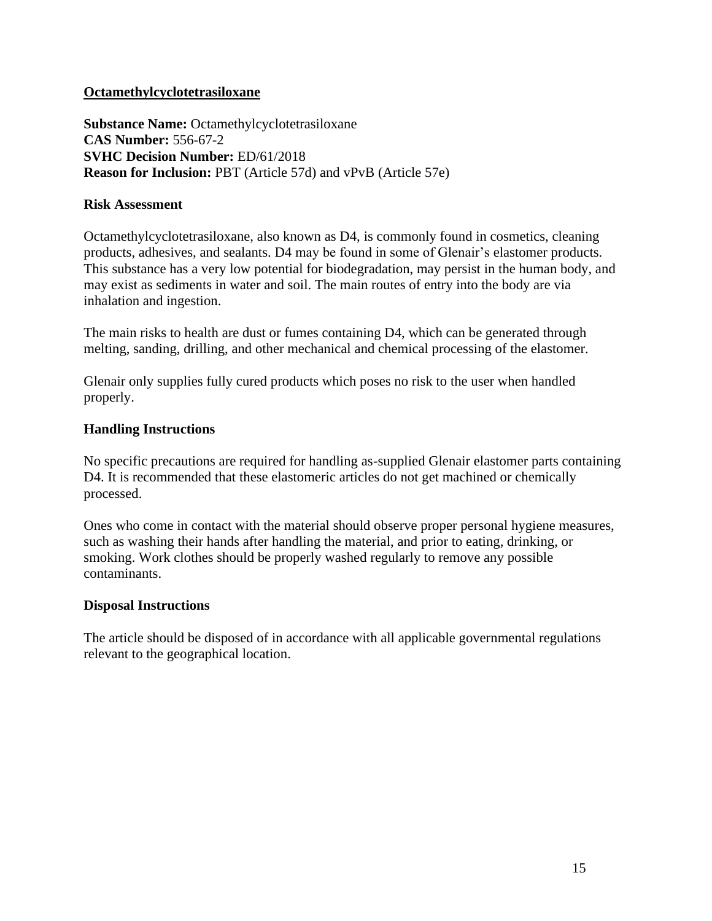## Octamethylcyclotetrasiloxane

**Substance Name:** Octamethylcyclotetrasiloxane
**CAS Number:** 556-67-2
**SVHC Decision Number:** ED/61/2018
**Reason for Inclusion:** PBT (Article 57d) and vPvB (Article 57e)

### Risk Assessment

Octamethylcyclotetrasiloxane, also known as D4, is commonly found in cosmetics, cleaning products, adhesives, and sealants. D4 may be found in some of Glenair's elastomer products. This substance has a very low potential for biodegradation, may persist in the human body, and may exist as sediments in water and soil. The main routes of entry into the body are via inhalation and ingestion.

The main risks to health are dust or fumes containing D4, which can be generated through melting, sanding, drilling, and other mechanical and chemical processing of the elastomer.

Glenair only supplies fully cured products which poses no risk to the user when handled properly.

### Handling Instructions

No specific precautions are required for handling as-supplied Glenair elastomer parts containing D4. It is recommended that these elastomeric articles do not get machined or chemically processed.

Ones who come in contact with the material should observe proper personal hygiene measures, such as washing their hands after handling the material, and prior to eating, drinking, or smoking. Work clothes should be properly washed regularly to remove any possible contaminants.

### Disposal Instructions

The article should be disposed of in accordance with all applicable governmental regulations relevant to the geographical location.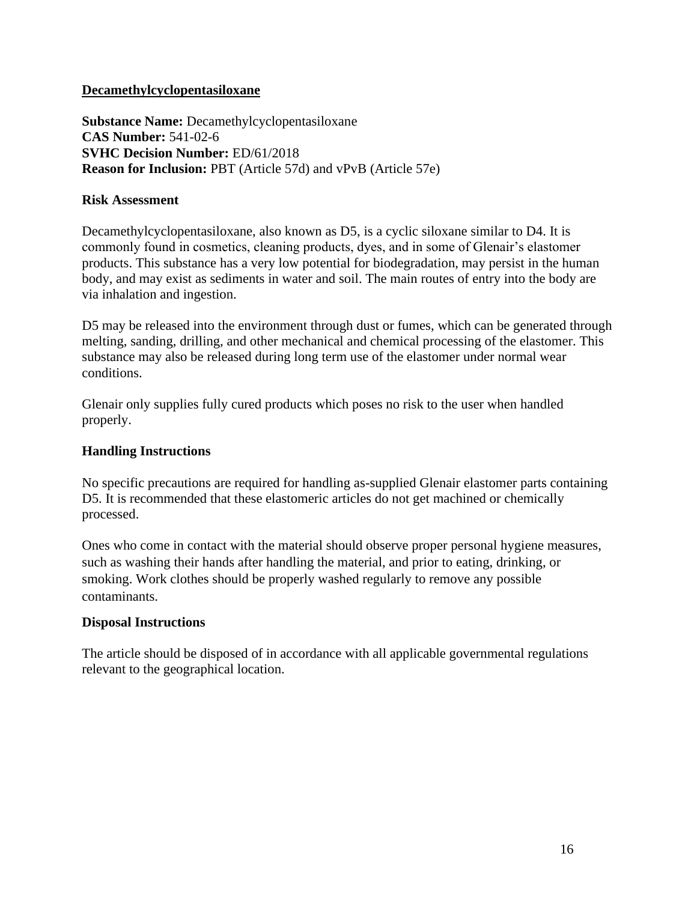## Decamethylcyclopentasiloxane

**Substance Name:** Decamethylcyclopentasiloxane
**CAS Number:** 541-02-6
**SVHC Decision Number:** ED/61/2018
**Reason for Inclusion:** PBT (Article 57d) and vPvB (Article 57e)

### Risk Assessment

Decamethylcyclopentasiloxane, also known as D5, is a cyclic siloxane similar to D4. It is commonly found in cosmetics, cleaning products, dyes, and in some of Glenair's elastomer products. This substance has a very low potential for biodegradation, may persist in the human body, and may exist as sediments in water and soil. The main routes of entry into the body are via inhalation and ingestion.

D5 may be released into the environment through dust or fumes, which can be generated through melting, sanding, drilling, and other mechanical and chemical processing of the elastomer. This substance may also be released during long term use of the elastomer under normal wear conditions.

Glenair only supplies fully cured products which poses no risk to the user when handled properly.

### Handling Instructions

No specific precautions are required for handling as-supplied Glenair elastomer parts containing D5. It is recommended that these elastomeric articles do not get machined or chemically processed.

Ones who come in contact with the material should observe proper personal hygiene measures, such as washing their hands after handling the material, and prior to eating, drinking, or smoking. Work clothes should be properly washed regularly to remove any possible contaminants.

### Disposal Instructions

The article should be disposed of in accordance with all applicable governmental regulations relevant to the geographical location.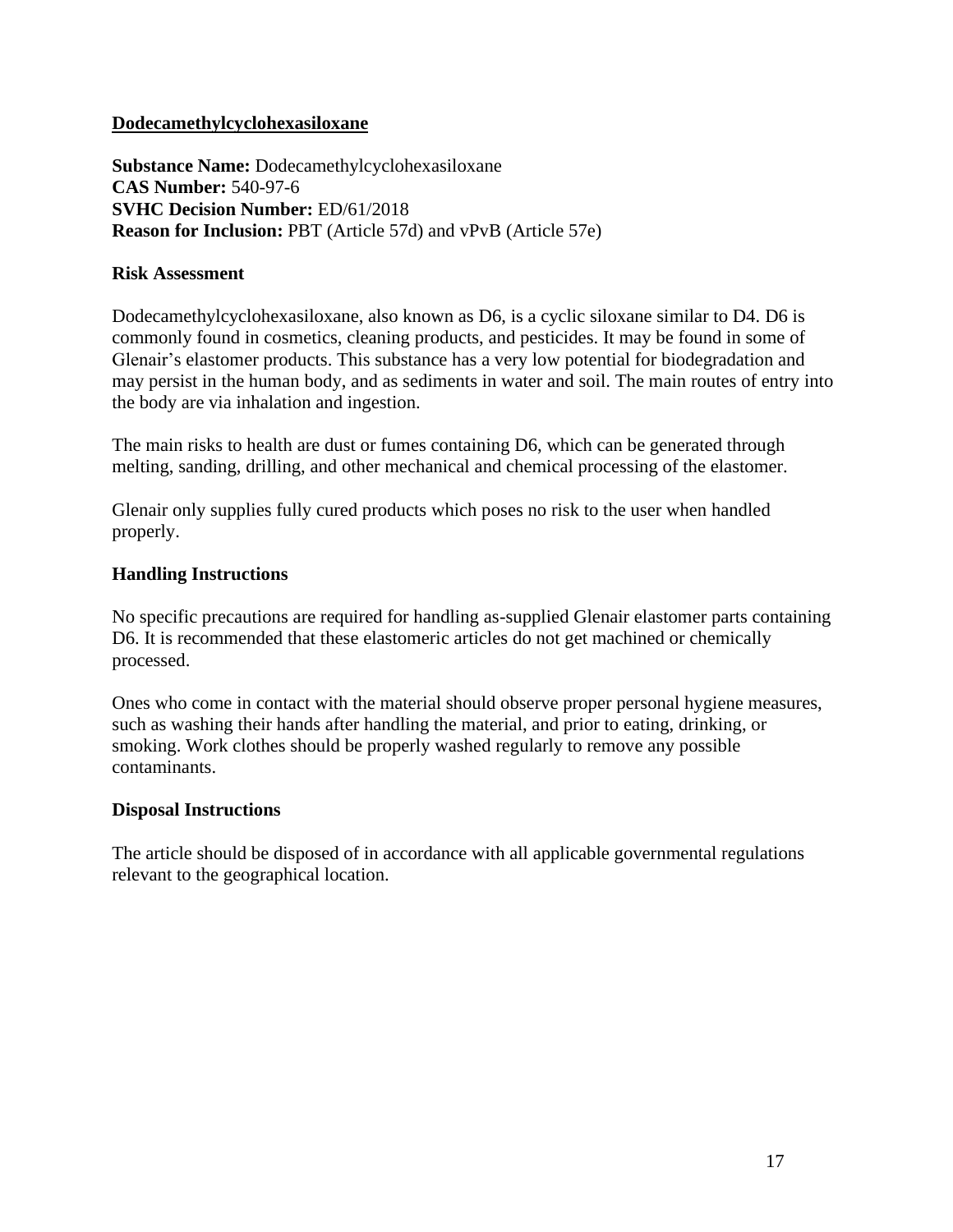## Dodecamethylcyclohexasiloxane

**Substance Name:** Dodecamethylcyclohexasiloxane
**CAS Number:** 540-97-6
**SVHC Decision Number:** ED/61/2018
**Reason for Inclusion:** PBT (Article 57d) and vPvB (Article 57e)

### Risk Assessment

Dodecamethylcyclohexasiloxane, also known as D6, is a cyclic siloxane similar to D4. D6 is commonly found in cosmetics, cleaning products, and pesticides. It may be found in some of Glenair's elastomer products. This substance has a very low potential for biodegradation and may persist in the human body, and as sediments in water and soil. The main routes of entry into the body are via inhalation and ingestion.

The main risks to health are dust or fumes containing D6, which can be generated through melting, sanding, drilling, and other mechanical and chemical processing of the elastomer.

Glenair only supplies fully cured products which poses no risk to the user when handled properly.

### Handling Instructions

No specific precautions are required for handling as-supplied Glenair elastomer parts containing D6. It is recommended that these elastomeric articles do not get machined or chemically processed.

Ones who come in contact with the material should observe proper personal hygiene measures, such as washing their hands after handling the material, and prior to eating, drinking, or smoking. Work clothes should be properly washed regularly to remove any possible contaminants.

### Disposal Instructions

The article should be disposed of in accordance with all applicable governmental regulations relevant to the geographical location.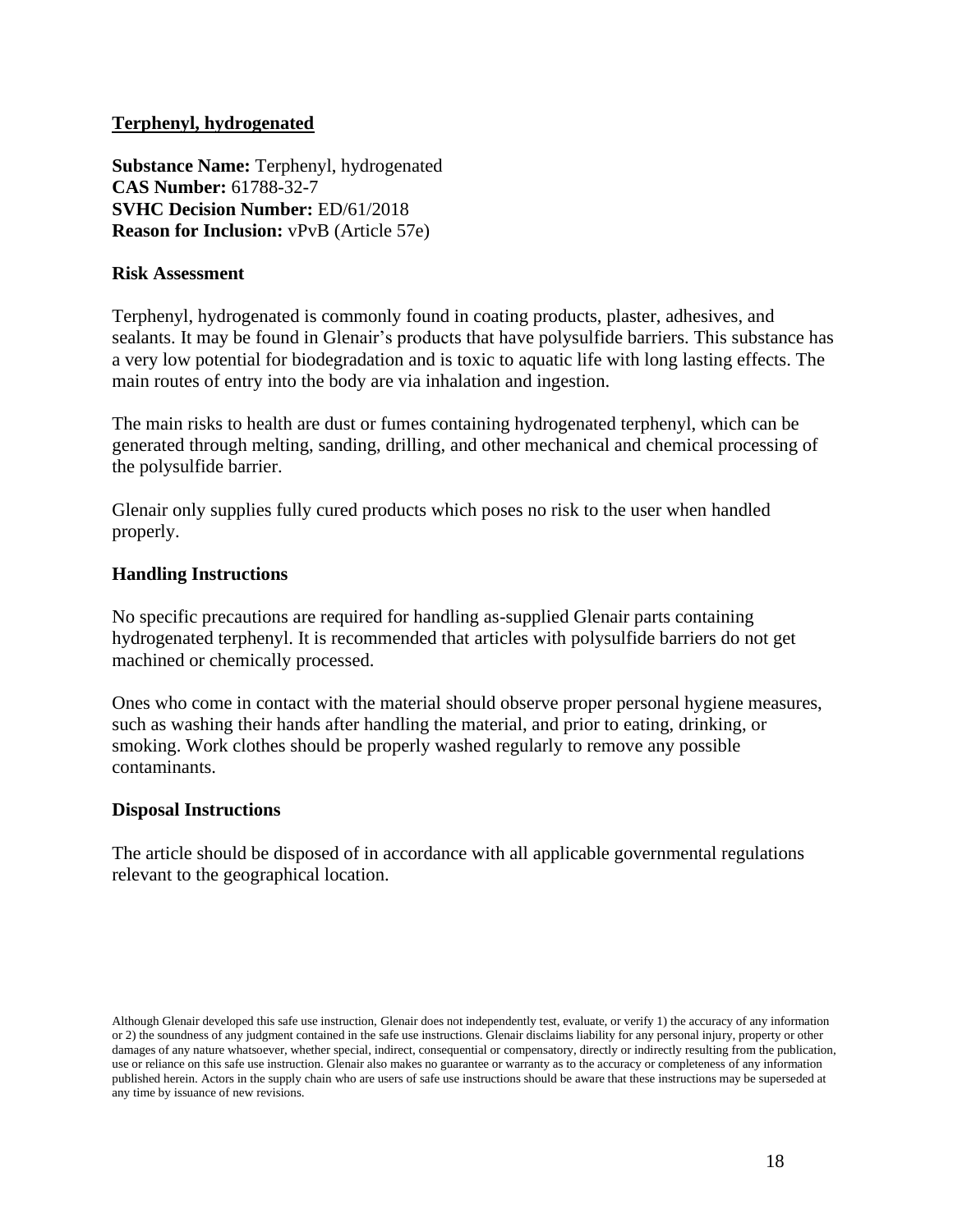## Terphenyl, hydrogenated

**Substance Name:** Terphenyl, hydrogenated
**CAS Number:** 61788-32-7
**SVHC Decision Number:** ED/61/2018
**Reason for Inclusion:** vPvB (Article 57e)

### Risk Assessment

Terphenyl, hydrogenated is commonly found in coating products, plaster, adhesives, and sealants. It may be found in Glenair's products that have polysulfide barriers. This substance has a very low potential for biodegradation and is toxic to aquatic life with long lasting effects. The main routes of entry into the body are via inhalation and ingestion.

The main risks to health are dust or fumes containing hydrogenated terphenyl, which can be generated through melting, sanding, drilling, and other mechanical and chemical processing of the polysulfide barrier.

Glenair only supplies fully cured products which poses no risk to the user when handled properly.

### Handling Instructions

No specific precautions are required for handling as-supplied Glenair parts containing hydrogenated terphenyl. It is recommended that articles with polysulfide barriers do not get machined or chemically processed.

Ones who come in contact with the material should observe proper personal hygiene measures, such as washing their hands after handling the material, and prior to eating, drinking, or smoking. Work clothes should be properly washed regularly to remove any possible contaminants.

### Disposal Instructions

The article should be disposed of in accordance with all applicable governmental regulations relevant to the geographical location.

Although Glenair developed this safe use instruction, Glenair does not independently test, evaluate, or verify 1) the accuracy of any information or 2) the soundness of any judgment contained in the safe use instructions. Glenair disclaims liability for any personal injury, property or other damages of any nature whatsoever, whether special, indirect, consequential or compensatory, directly or indirectly resulting from the publication, use or reliance on this safe use instruction. Glenair also makes no guarantee or warranty as to the accuracy or completeness of any information published herein. Actors in the supply chain who are users of safe use instructions should be aware that these instructions may be superseded at any time by issuance of new revisions.